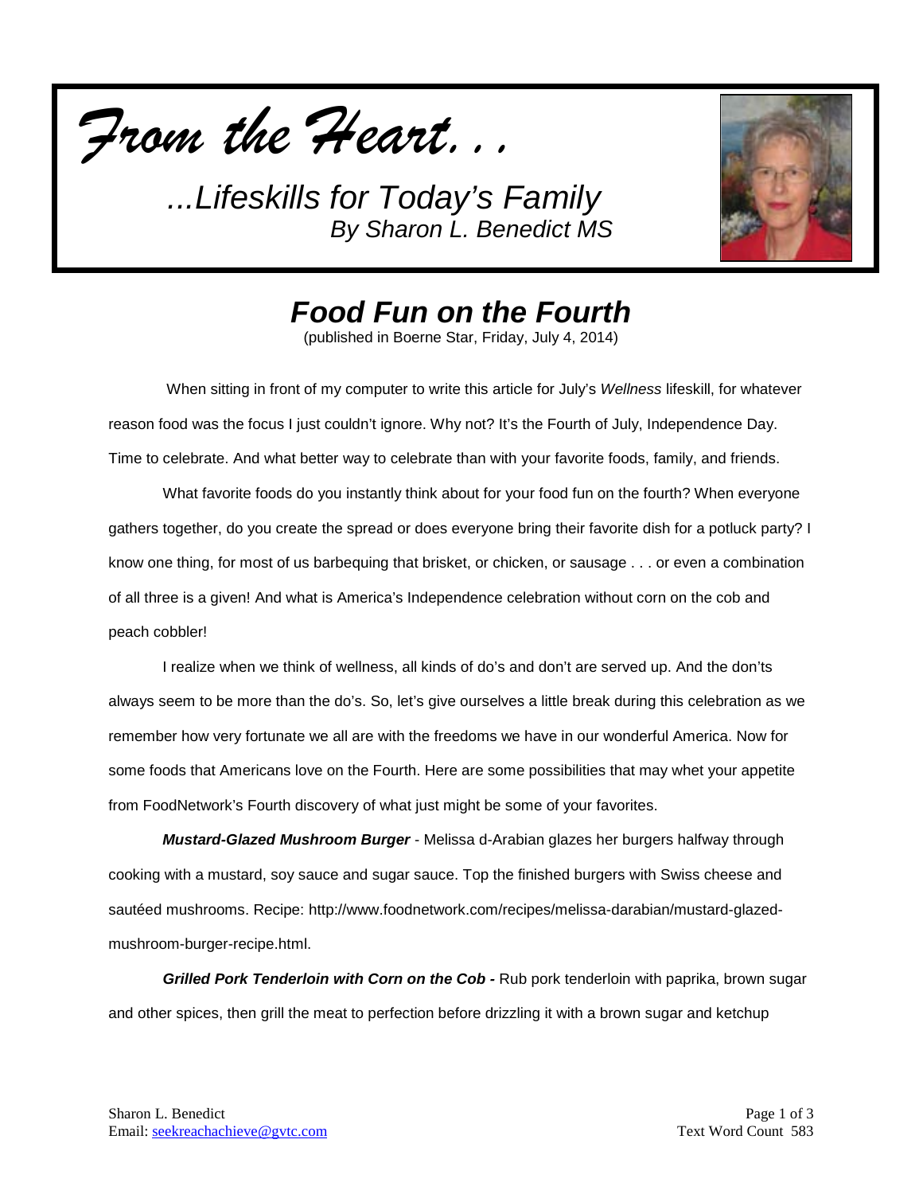# *From the Heart...*

*...Lifeskills for Today's Family*
*By Sharon L. Benedict MS*

## *Food Fun on the Fourth*

(published in Boerne Star, Friday, July 4, 2014)

When sitting in front of my computer to write this article for July's *Wellness* lifeskill, for whatever reason food was the focus I just couldn't ignore. Why not? It's the Fourth of July, Independence Day. Time to celebrate. And what better way to celebrate than with your favorite foods, family, and friends.

What favorite foods do you instantly think about for your food fun on the fourth? When everyone gathers together, do you create the spread or does everyone bring their favorite dish for a potluck party? I know one thing, for most of us barbequing that brisket, or chicken, or sausage . . . or even a combination of all three is a given! And what is America's Independence celebration without corn on the cob and peach cobbler!

I realize when we think of wellness, all kinds of do's and don't are served up. And the don'ts always seem to be more than the do's. So, let's give ourselves a little break during this celebration as we remember how very fortunate we all are with the freedoms we have in our wonderful America. Now for some foods that Americans love on the Fourth. Here are some possibilities that may whet your appetite from FoodNetwork's Fourth discovery of what just might be some of your favorites.

***Mustard-Glazed Mushroom Burger*** - Melissa d-Arabian glazes her burgers halfway through cooking with a mustard, soy sauce and sugar sauce. Top the finished burgers with Swiss cheese and sautéed mushrooms. Recipe: http://www.foodnetwork.com/recipes/melissa-darabian/mustard-glazed-mushroom-burger-recipe.html.

***Grilled Pork Tenderloin with Corn on the Cob -*** Rub pork tenderloin with paprika, brown sugar and other spices, then grill the meat to perfection before drizzling it with a brown sugar and ketchup

Sharon L. Benedict
Email: seekreachachieve@gvtc.com

Text Word Count 583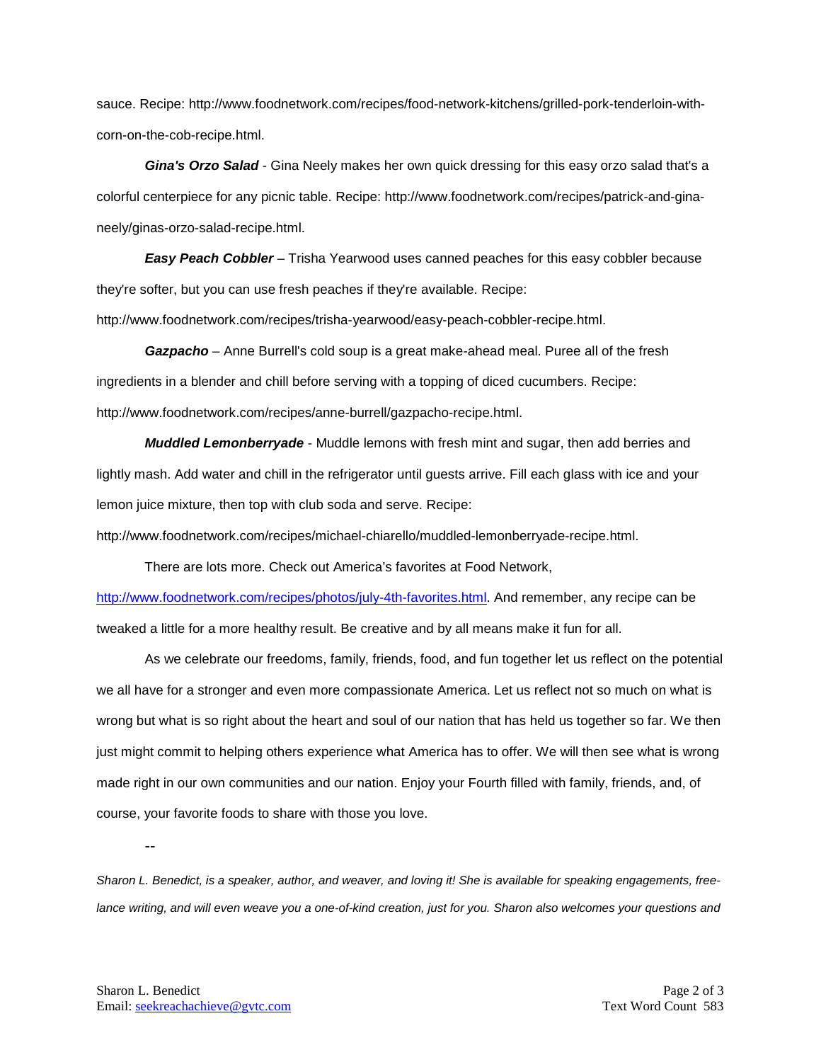sauce. Recipe: http://www.foodnetwork.com/recipes/food-network-kitchens/grilled-pork-tenderloin-with-corn-on-the-cob-recipe.html.

***Gina's Orzo Salad*** - Gina Neely makes her own quick dressing for this easy orzo salad that's a colorful centerpiece for any picnic table. Recipe: http://www.foodnetwork.com/recipes/patrick-and-gina-neely/ginas-orzo-salad-recipe.html.

***Easy Peach Cobbler*** – Trisha Yearwood uses canned peaches for this easy cobbler because they're softer, but you can use fresh peaches if they're available. Recipe: http://www.foodnetwork.com/recipes/trisha-yearwood/easy-peach-cobbler-recipe.html.

***Gazpacho*** – Anne Burrell's cold soup is a great make-ahead meal. Puree all of the fresh ingredients in a blender and chill before serving with a topping of diced cucumbers. Recipe: http://www.foodnetwork.com/recipes/anne-burrell/gazpacho-recipe.html.

***Muddled Lemonberryade*** - Muddle lemons with fresh mint and sugar, then add berries and lightly mash. Add water and chill in the refrigerator until guests arrive. Fill each glass with ice and your lemon juice mixture, then top with club soda and serve. Recipe: http://www.foodnetwork.com/recipes/michael-chiarello/muddled-lemonberryade-recipe.html.

There are lots more. Check out America's favorites at Food Network, http://www.foodnetwork.com/recipes/photos/july-4th-favorites.html. And remember, any recipe can be tweaked a little for a more healthy result. Be creative and by all means make it fun for all.

As we celebrate our freedoms, family, friends, food, and fun together let us reflect on the potential we all have for a stronger and even more compassionate America. Let us reflect not so much on what is wrong but what is so right about the heart and soul of our nation that has held us together so far. We then just might commit to helping others experience what America has to offer. We will then see what is wrong made right in our own communities and our nation. Enjoy your Fourth filled with family, friends, and, of course, your favorite foods to share with those you love.

--

*Sharon L. Benedict, is a speaker, author, and weaver, and loving it! She is available for speaking engagements, free-lance writing, and will even weave you a one-of-kind creation, just for you. Sharon also welcomes your questions and*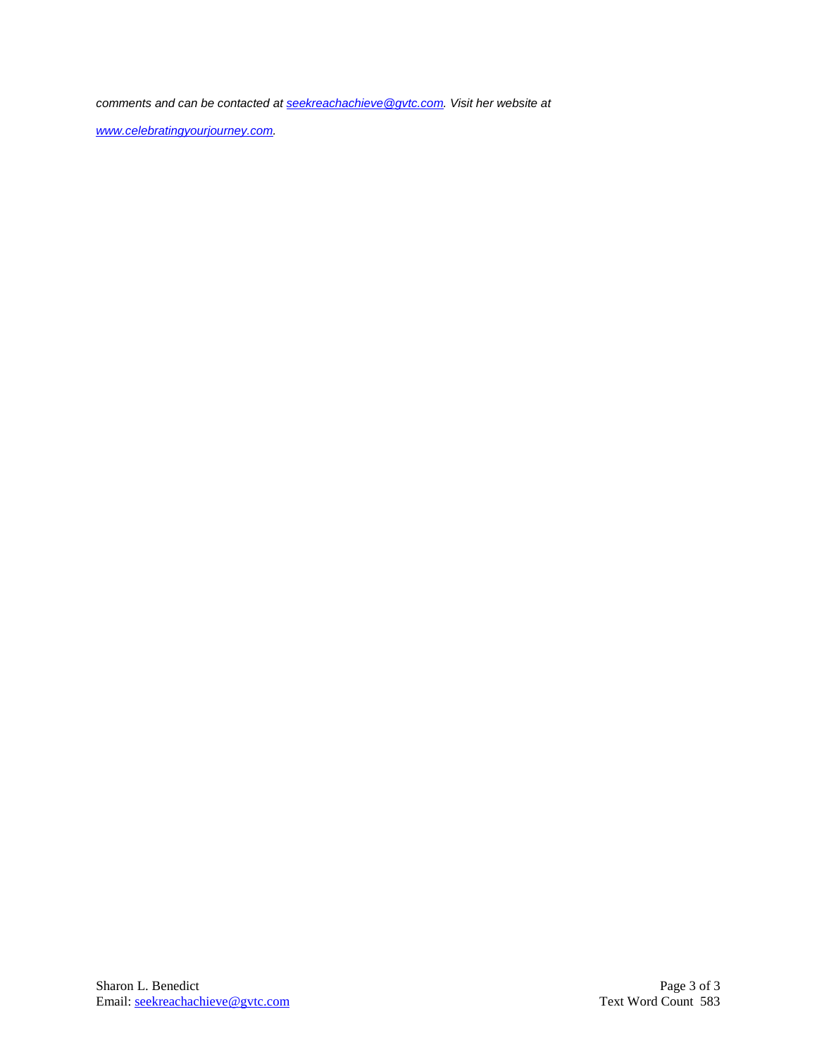*comments and can be contacted at [seekreachachieve@gvtc.com](mailto:seekreachachieve@gvtc.com). Visit her website at [www.celebratingyourjourney.com](http://www.celebratingyourjourney.com).*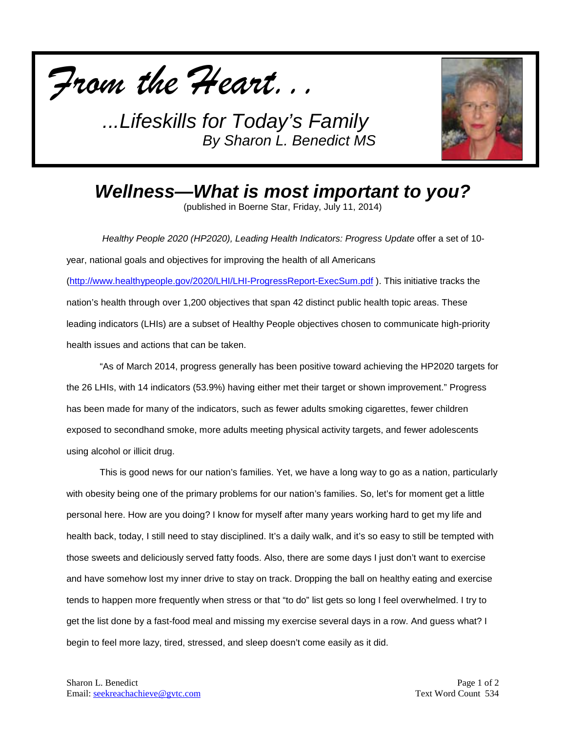# *From the Heart...*

*...Lifeskills for Today's Family*
*By Sharon L. Benedict MS*

## ***Wellness—What is most important to you?***

(published in Boerne Star, Friday, July 11, 2014)

*Healthy People 2020 (HP2020), Leading Health Indicators: Progress Update* offer a set of 10-year, national goals and objectives for improving the health of all Americans (http://www.healthypeople.gov/2020/LHI/LHI-ProgressReport-ExecSum.pdf ). This initiative tracks the nation's health through over 1,200 objectives that span 42 distinct public health topic areas. These leading indicators (LHIs) are a subset of Healthy People objectives chosen to communicate high-priority health issues and actions that can be taken.

"As of March 2014, progress generally has been positive toward achieving the HP2020 targets for the 26 LHIs, with 14 indicators (53.9%) having either met their target or shown improvement." Progress has been made for many of the indicators, such as fewer adults smoking cigarettes, fewer children exposed to secondhand smoke, more adults meeting physical activity targets, and fewer adolescents using alcohol or illicit drug.

This is good news for our nation's families. Yet, we have a long way to go as a nation, particularly with obesity being one of the primary problems for our nation's families. So, let's for moment get a little personal here. How are you doing? I know for myself after many years working hard to get my life and health back, today, I still need to stay disciplined. It's a daily walk, and it's so easy to still be tempted with those sweets and deliciously served fatty foods. Also, there are some days I just don't want to exercise and have somehow lost my inner drive to stay on track. Dropping the ball on healthy eating and exercise tends to happen more frequently when stress or that "to do" list gets so long I feel overwhelmed. I try to get the list done by a fast-food meal and missing my exercise several days in a row. And guess what? I begin to feel more lazy, tired, stressed, and sleep doesn't come easily as it did.

Sharon L. Benedict
Email: seekreachachieve@gvtc.com

Text Word Count 534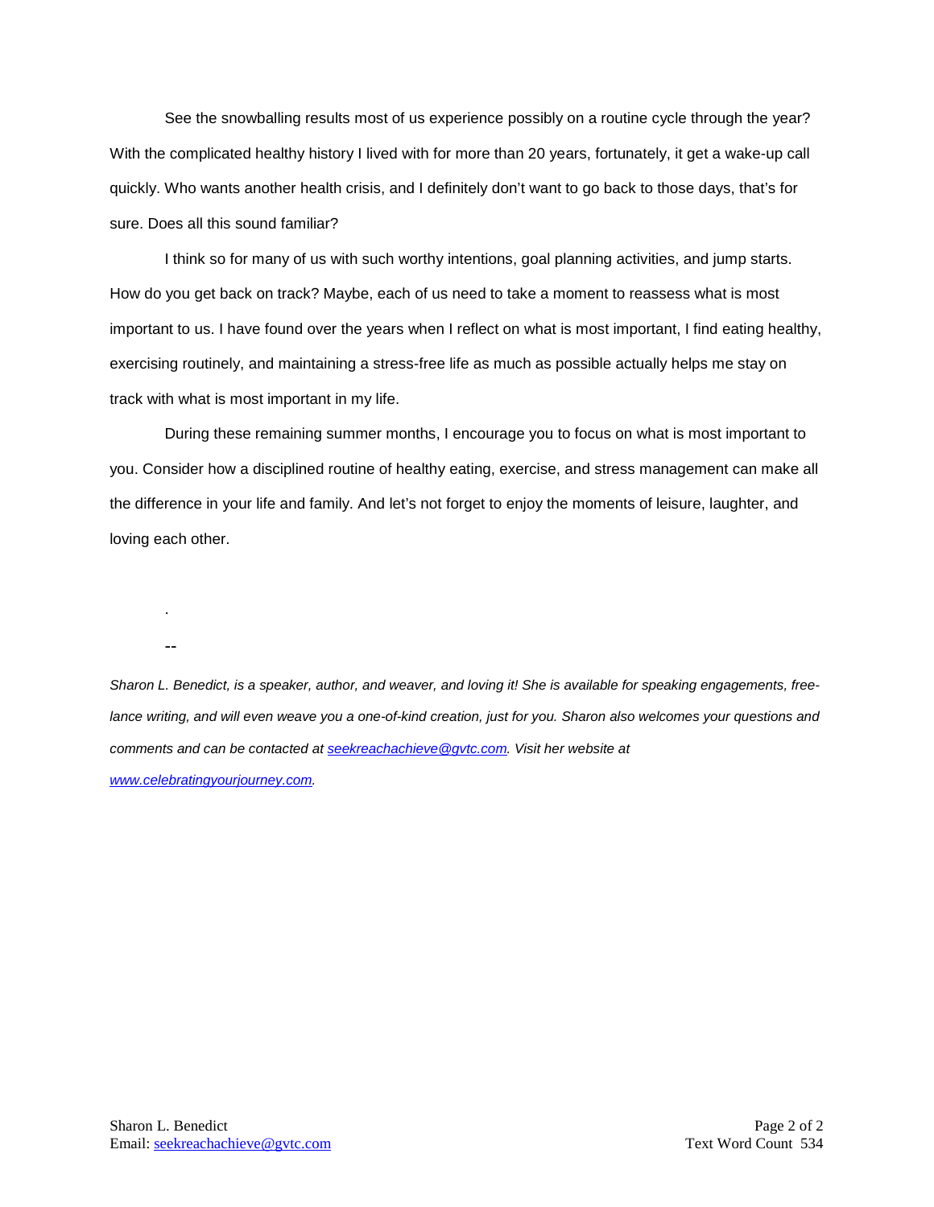See the snowballing results most of us experience possibly on a routine cycle through the year? With the complicated healthy history I lived with for more than 20 years, fortunately, it get a wake-up call quickly. Who wants another health crisis, and I definitely don't want to go back to those days, that's for sure. Does all this sound familiar?

I think so for many of us with such worthy intentions, goal planning activities, and jump starts. How do you get back on track? Maybe, each of us need to take a moment to reassess what is most important to us. I have found over the years when I reflect on what is most important, I find eating healthy, exercising routinely, and maintaining a stress-free life as much as possible actually helps me stay on track with what is most important in my life.

During these remaining summer months, I encourage you to focus on what is most important to you. Consider how a disciplined routine of healthy eating, exercise, and stress management can make all the difference in your life and family. And let's not forget to enjoy the moments of leisure, laughter, and loving each other.

.

--

*Sharon L. Benedict, is a speaker, author, and weaver, and loving it! She is available for speaking engagements, free-lance writing, and will even weave you a one-of-kind creation, just for you. Sharon also welcomes your questions and comments and can be contacted at [seekreachachieve@gvtc.com](mailto:seekreachachieve@gvtc.com). Visit her website at [www.celebratingyourjourney.com](http://www.celebratingyourjourney.com).*

Text Word Count 534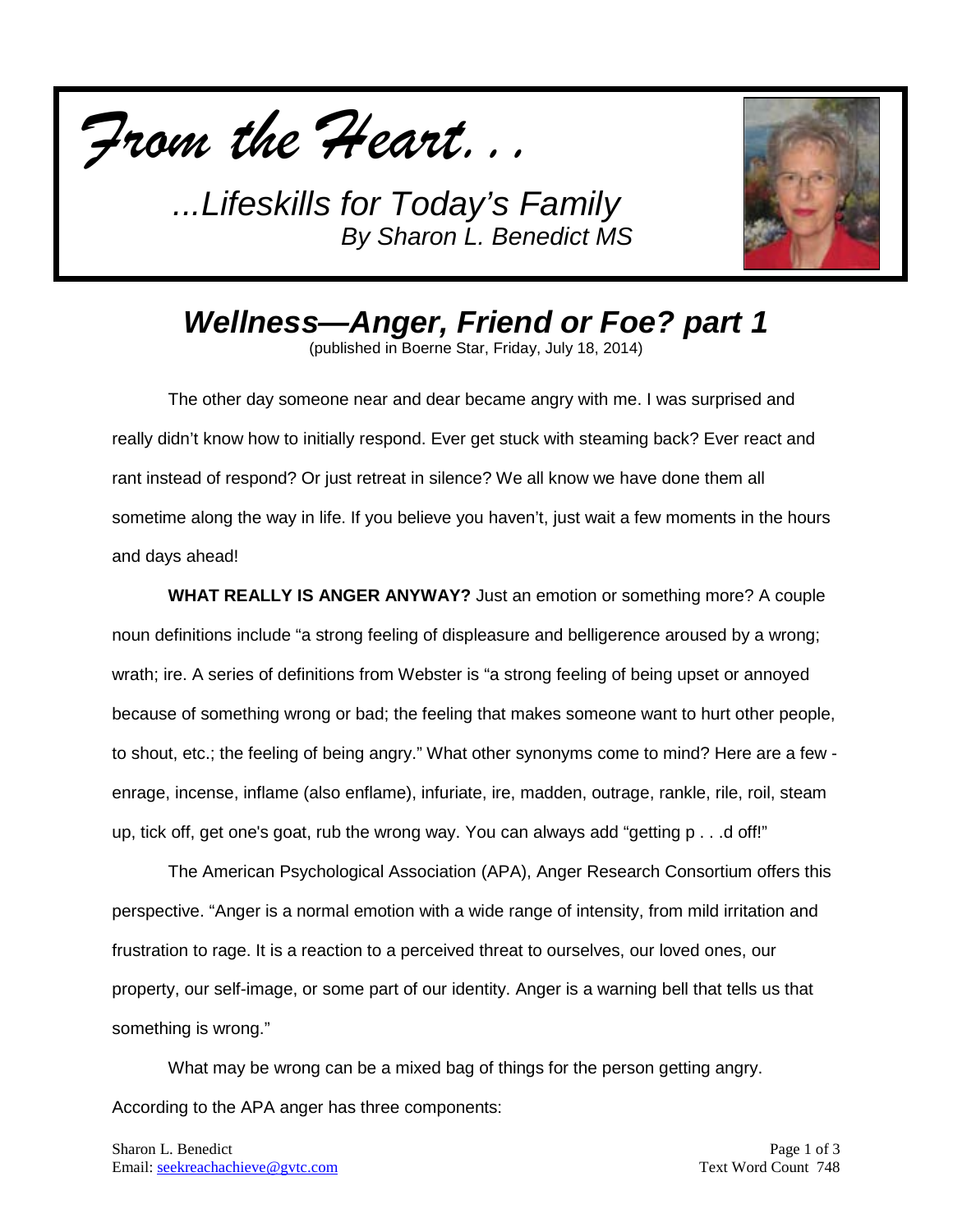*From the Heart...*

*...Lifeskills for Today's Family*
*By Sharon L. Benedict MS*

# *Wellness—Anger, Friend or Foe? part 1*

(published in Boerne Star, Friday, July 18, 2014)

The other day someone near and dear became angry with me. I was surprised and really didn't know how to initially respond. Ever get stuck with steaming back? Ever react and rant instead of respond? Or just retreat in silence? We all know we have done them all sometime along the way in life. If you believe you haven't, just wait a few moments in the hours and days ahead!

**WHAT REALLY IS ANGER ANYWAY?** Just an emotion or something more? A couple noun definitions include "a strong feeling of displeasure and belligerence aroused by a wrong; wrath; ire. A series of definitions from Webster is "a strong feeling of being upset or annoyed because of something wrong or bad; the feeling that makes someone want to hurt other people, to shout, etc.; the feeling of being angry." What other synonyms come to mind? Here are a few - enrage, incense, inflame (also enflame), infuriate, ire, madden, outrage, rankle, rile, roil, steam up, tick off, get one's goat, rub the wrong way. You can always add "getting p . . .d off!"

The American Psychological Association (APA), Anger Research Consortium offers this perspective. "Anger is a normal emotion with a wide range of intensity, from mild irritation and frustration to rage. It is a reaction to a perceived threat to ourselves, our loved ones, our property, our self-image, or some part of our identity. Anger is a warning bell that tells us that something is wrong."

What may be wrong can be a mixed bag of things for the person getting angry. According to the APA anger has three components:

Sharon L. Benedict
Email: seekreachachieve@gvtc.com

Text Word Count 748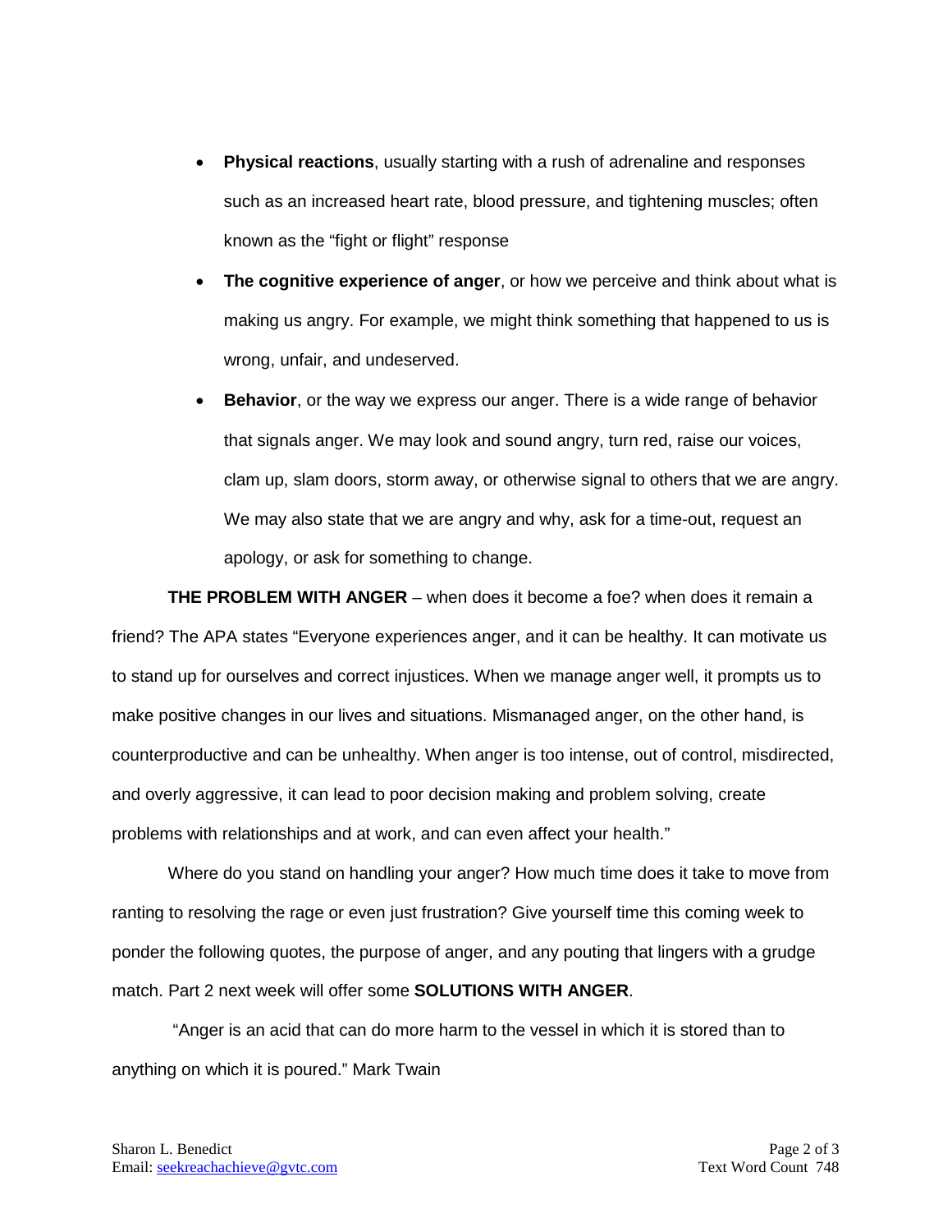- **Physical reactions**, usually starting with a rush of adrenaline and responses such as an increased heart rate, blood pressure, and tightening muscles; often known as the "fight or flight" response
- **The cognitive experience of anger**, or how we perceive and think about what is making us angry. For example, we might think something that happened to us is wrong, unfair, and undeserved.
- **Behavior**, or the way we express our anger. There is a wide range of behavior that signals anger. We may look and sound angry, turn red, raise our voices, clam up, slam doors, storm away, or otherwise signal to others that we are angry. We may also state that we are angry and why, ask for a time-out, request an apology, or ask for something to change.

**THE PROBLEM WITH ANGER** – when does it become a foe? when does it remain a friend? The APA states "Everyone experiences anger, and it can be healthy. It can motivate us to stand up for ourselves and correct injustices. When we manage anger well, it prompts us to make positive changes in our lives and situations. Mismanaged anger, on the other hand, is counterproductive and can be unhealthy. When anger is too intense, out of control, misdirected, and overly aggressive, it can lead to poor decision making and problem solving, create problems with relationships and at work, and can even affect your health."

Where do you stand on handling your anger? How much time does it take to move from ranting to resolving the rage or even just frustration? Give yourself time this coming week to ponder the following quotes, the purpose of anger, and any pouting that lingers with a grudge match. Part 2 next week will offer some **SOLUTIONS WITH ANGER**.

"Anger is an acid that can do more harm to the vessel in which it is stored than to anything on which it is poured." Mark Twain

Sharon L. Benedict
Email: seekreachachieve@gvtc.com

Text Word Count 748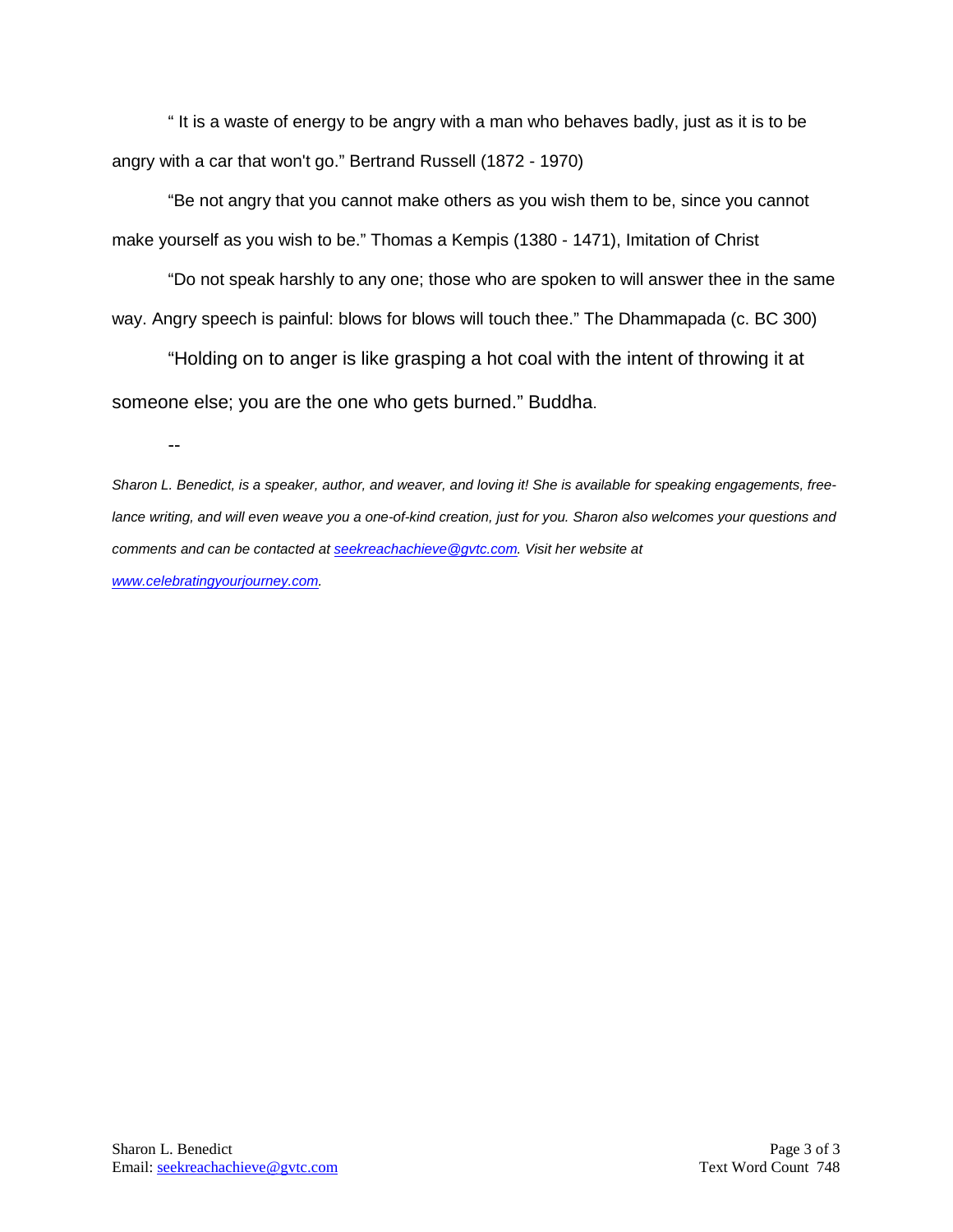" It is a waste of energy to be angry with a man who behaves badly, just as it is to be angry with a car that won't go." Bertrand Russell (1872 - 1970)

"Be not angry that you cannot make others as you wish them to be, since you cannot make yourself as you wish to be." Thomas a Kempis (1380 - 1471), Imitation of Christ

"Do not speak harshly to any one; those who are spoken to will answer thee in the same way. Angry speech is painful: blows for blows will touch thee." The Dhammapada (c. BC 300)

"Holding on to anger is like grasping a hot coal with the intent of throwing it at someone else; you are the one who gets burned." Buddha.

--

*Sharon L. Benedict, is a speaker, author, and weaver, and loving it! She is available for speaking engagements, free-lance writing, and will even weave you a one-of-kind creation, just for you. Sharon also welcomes your questions and comments and can be contacted at [seekreachachieve@gvtc.com](mailto:seekreachachieve@gvtc.com). Visit her website at [www.celebratingyourjourney.com](http://www.celebratingyourjourney.com).*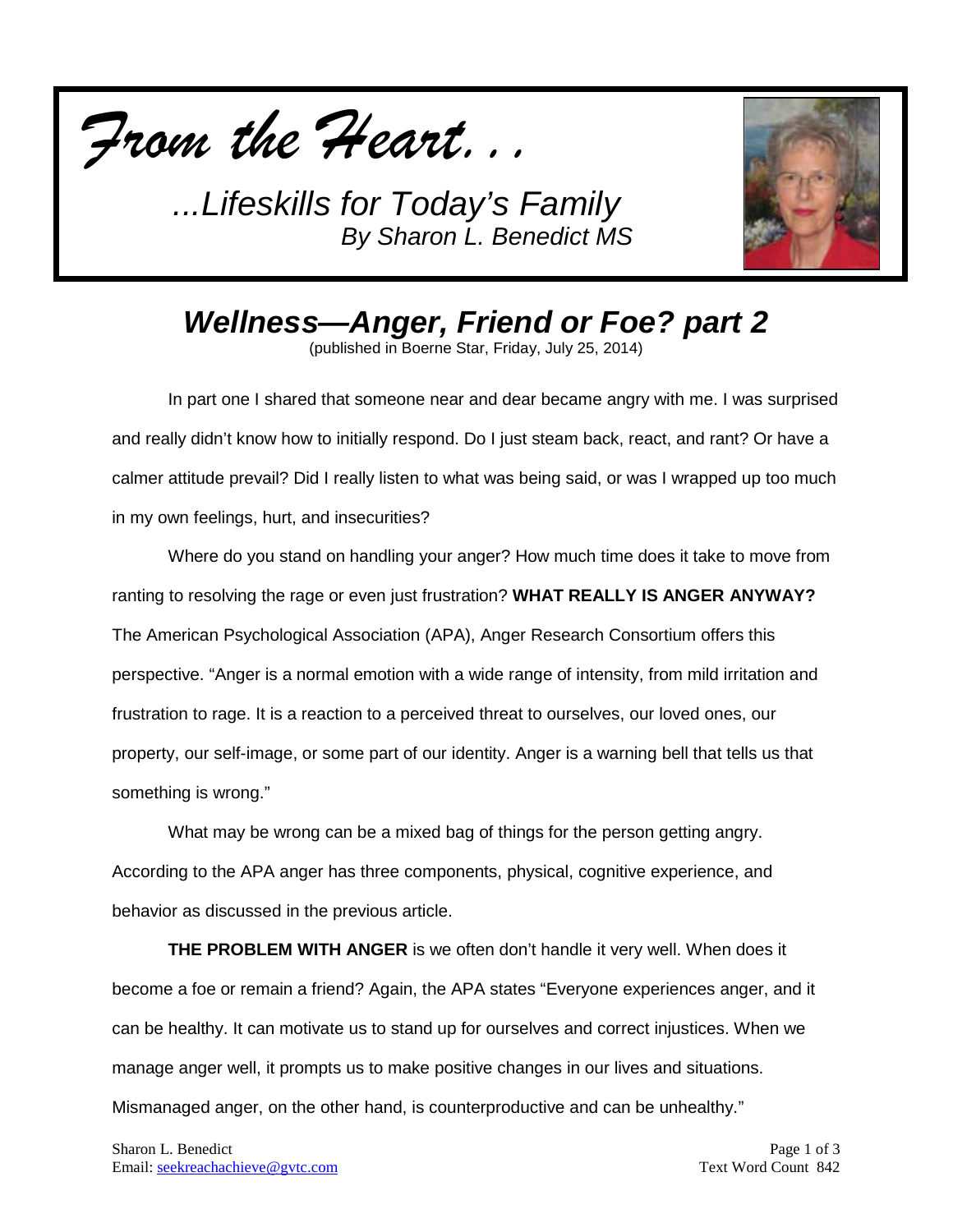*From the Heart...*

*...Lifeskills for Today's Family*
*By Sharon L. Benedict MS*

## *Wellness—Anger, Friend or Foe? part 2*

(published in Boerne Star, Friday, July 25, 2014)

In part one I shared that someone near and dear became angry with me. I was surprised and really didn't know how to initially respond. Do I just steam back, react, and rant? Or have a calmer attitude prevail? Did I really listen to what was being said, or was I wrapped up too much in my own feelings, hurt, and insecurities?

Where do you stand on handling your anger? How much time does it take to move from ranting to resolving the rage or even just frustration? **WHAT REALLY IS ANGER ANYWAY?** The American Psychological Association (APA), Anger Research Consortium offers this perspective. "Anger is a normal emotion with a wide range of intensity, from mild irritation and frustration to rage. It is a reaction to a perceived threat to ourselves, our loved ones, our property, our self-image, or some part of our identity. Anger is a warning bell that tells us that something is wrong."

What may be wrong can be a mixed bag of things for the person getting angry. According to the APA anger has three components, physical, cognitive experience, and behavior as discussed in the previous article.

**THE PROBLEM WITH ANGER** is we often don't handle it very well. When does it become a foe or remain a friend? Again, the APA states "Everyone experiences anger, and it can be healthy. It can motivate us to stand up for ourselves and correct injustices. When we manage anger well, it prompts us to make positive changes in our lives and situations. Mismanaged anger, on the other hand, is counterproductive and can be unhealthy."

Sharon L. Benedict
Email: seekreachachieve@gvtc.com

Text Word Count 842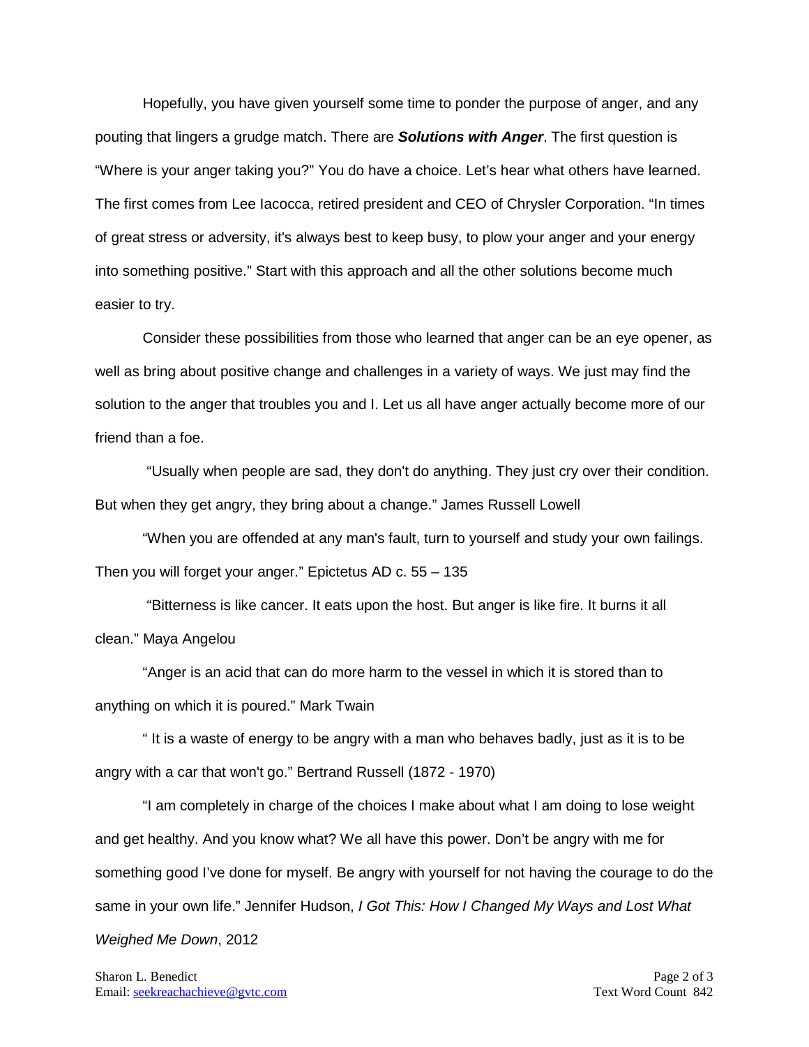Hopefully, you have given yourself some time to ponder the purpose of anger, and any pouting that lingers a grudge match. There are ***Solutions with Anger***. The first question is "Where is your anger taking you?" You do have a choice. Let's hear what others have learned. The first comes from Lee Iacocca, retired president and CEO of Chrysler Corporation. "In times of great stress or adversity, it's always best to keep busy, to plow your anger and your energy into something positive." Start with this approach and all the other solutions become much easier to try.

Consider these possibilities from those who learned that anger can be an eye opener, as well as bring about positive change and challenges in a variety of ways. We just may find the solution to the anger that troubles you and I. Let us all have anger actually become more of our friend than a foe.

"Usually when people are sad, they don't do anything. They just cry over their condition. But when they get angry, they bring about a change." James Russell Lowell

"When you are offended at any man's fault, turn to yourself and study your own failings. Then you will forget your anger." Epictetus AD c. 55 – 135

"Bitterness is like cancer. It eats upon the host. But anger is like fire. It burns it all clean." Maya Angelou

"Anger is an acid that can do more harm to the vessel in which it is stored than to anything on which it is poured." Mark Twain

" It is a waste of energy to be angry with a man who behaves badly, just as it is to be angry with a car that won't go." Bertrand Russell (1872 - 1970)

"I am completely in charge of the choices I make about what I am doing to lose weight and get healthy. And you know what? We all have this power. Don't be angry with me for something good I've done for myself. Be angry with yourself for not having the courage to do the same in your own life." Jennifer Hudson, *I Got This: How I Changed My Ways and Lost What Weighed Me Down*, 2012

Sharon L. Benedict
Email: seekreachachieve@gvtc.com

Text Word Count 842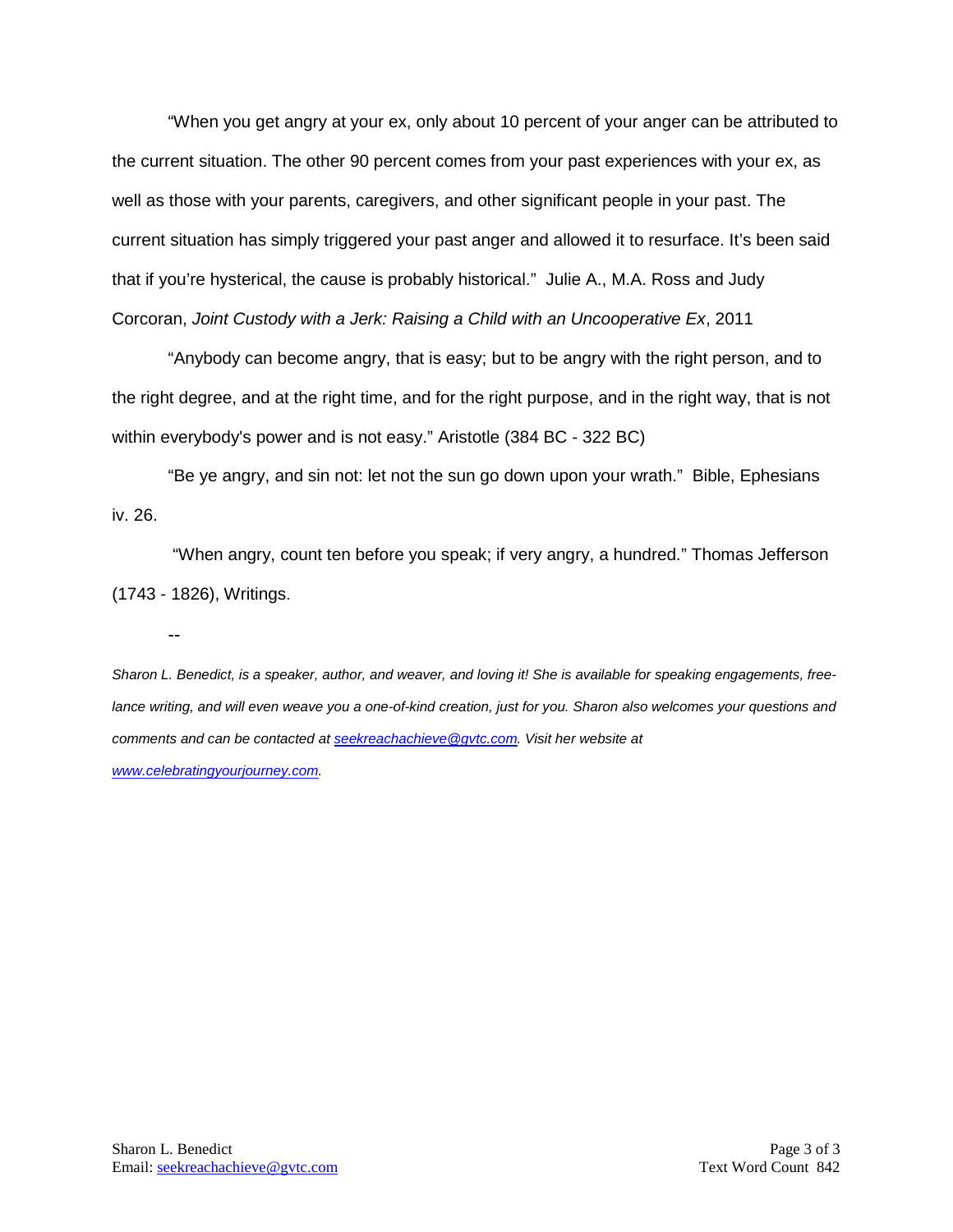"When you get angry at your ex, only about 10 percent of your anger can be attributed to the current situation. The other 90 percent comes from your past experiences with your ex, as well as those with your parents, caregivers, and other significant people in your past. The current situation has simply triggered your past anger and allowed it to resurface. It's been said that if you're hysterical, the cause is probably historical." Julie A., M.A. Ross and Judy Corcoran, *Joint Custody with a Jerk: Raising a Child with an Uncooperative Ex*, 2011

"Anybody can become angry, that is easy; but to be angry with the right person, and to the right degree, and at the right time, and for the right purpose, and in the right way, that is not within everybody's power and is not easy." Aristotle (384 BC - 322 BC)

"Be ye angry, and sin not: let not the sun go down upon your wrath." Bible, Ephesians iv. 26.

"When angry, count ten before you speak; if very angry, a hundred." Thomas Jefferson (1743 - 1826), Writings.

--

*Sharon L. Benedict, is a speaker, author, and weaver, and loving it! She is available for speaking engagements, free-lance writing, and will even weave you a one-of-kind creation, just for you. Sharon also welcomes your questions and comments and can be contacted at [seekreachachieve@gvtc.com](mailto:seekreachachieve@gvtc.com). Visit her website at [www.celebratingyourjourney.com](http://www.celebratingyourjourney.com).*

Text Word Count 842